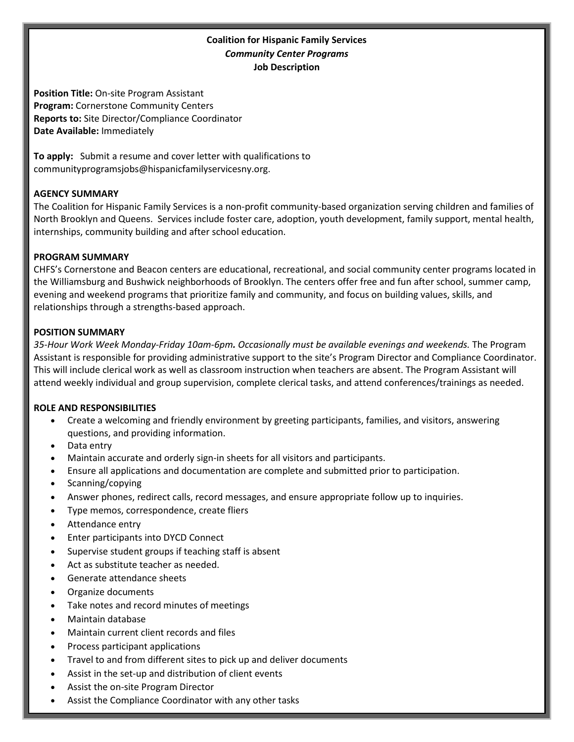**Coalition for Hispanic Family Services**
***Community Center Programs***
**Job Description**

**Position Title:** On-site Program Assistant
**Program:** Cornerstone Community Centers
**Reports to:** Site Director/Compliance Coordinator
**Date Available:** Immediately

**To apply:** Submit a resume and cover letter with qualifications to communityprogramsjobs@hispanicfamilyservicesny.org.

## AGENCY SUMMARY

The Coalition for Hispanic Family Services is a non-profit community-based organization serving children and families of North Brooklyn and Queens. Services include foster care, adoption, youth development, family support, mental health, internships, community building and after school education.

## PROGRAM SUMMARY

CHFS's Cornerstone and Beacon centers are educational, recreational, and social community center programs located in the Williamsburg and Bushwick neighborhoods of Brooklyn. The centers offer free and fun after school, summer camp, evening and weekend programs that prioritize family and community, and focus on building values, skills, and relationships through a strengths-based approach.

## POSITION SUMMARY

*35-Hour Work Week Monday-Friday 10am-6pm. Occasionally must be available evenings and weekends.* The Program Assistant is responsible for providing administrative support to the site's Program Director and Compliance Coordinator. This will include clerical work as well as classroom instruction when teachers are absent. The Program Assistant will attend weekly individual and group supervision, complete clerical tasks, and attend conferences/trainings as needed.

## ROLE AND RESPONSIBILITIES

- Create a welcoming and friendly environment by greeting participants, families, and visitors, answering questions, and providing information.
- Data entry
- Maintain accurate and orderly sign-in sheets for all visitors and participants.
- Ensure all applications and documentation are complete and submitted prior to participation.
- Scanning/copying
- Answer phones, redirect calls, record messages, and ensure appropriate follow up to inquiries.
- Type memos, correspondence, create fliers
- Attendance entry
- Enter participants into DYCD Connect
- Supervise student groups if teaching staff is absent
- Act as substitute teacher as needed.
- Generate attendance sheets
- Organize documents
- Take notes and record minutes of meetings
- Maintain database
- Maintain current client records and files
- Process participant applications
- Travel to and from different sites to pick up and deliver documents
- Assist in the set-up and distribution of client events
- Assist the on-site Program Director
- Assist the Compliance Coordinator with any other tasks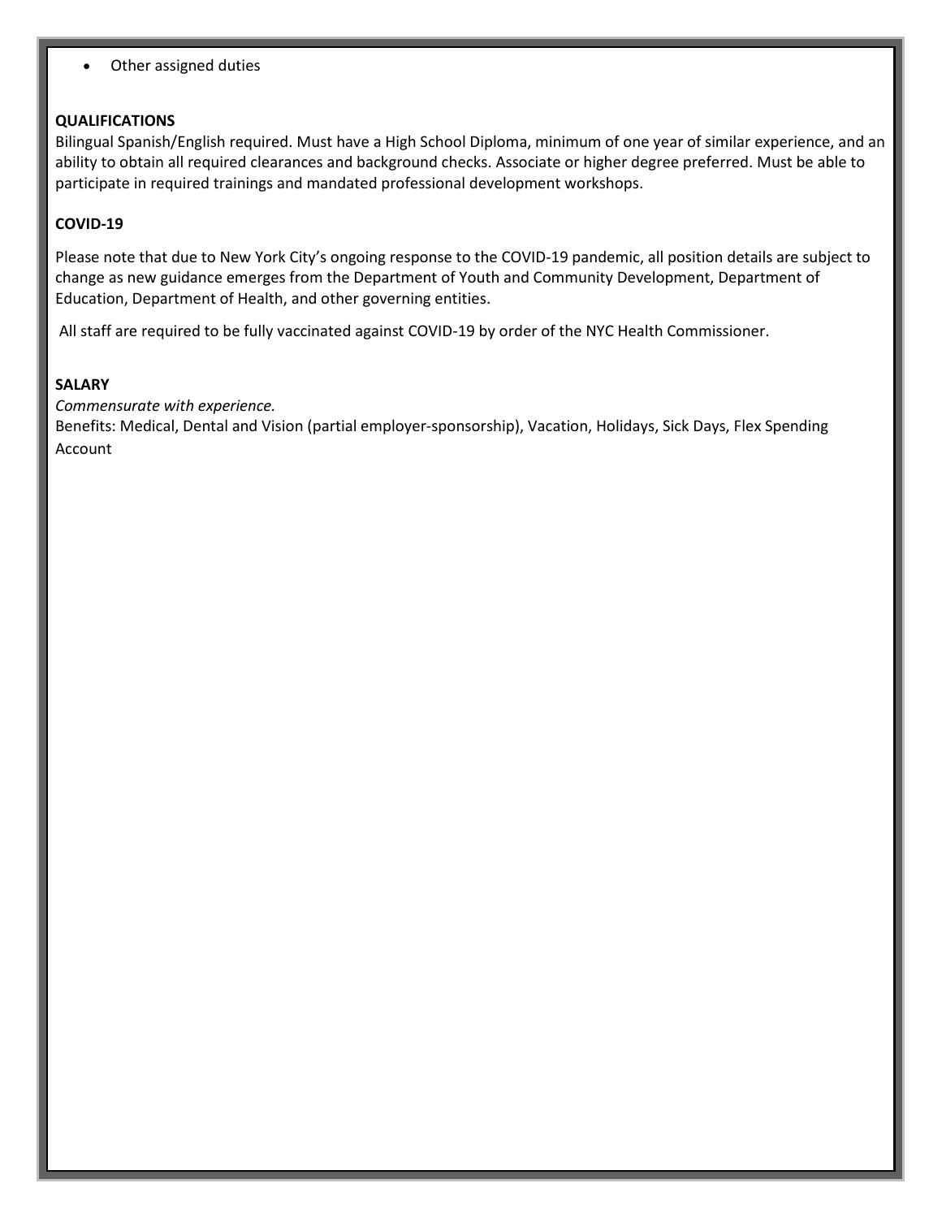- Other assigned duties

**QUALIFICATIONS**

Bilingual Spanish/English required. Must have a High School Diploma, minimum of one year of similar experience, and an ability to obtain all required clearances and background checks. Associate or higher degree preferred. Must be able to participate in required trainings and mandated professional development workshops.

**COVID-19**

Please note that due to New York City's ongoing response to the COVID-19 pandemic, all position details are subject to change as new guidance emerges from the Department of Youth and Community Development, Department of Education, Department of Health, and other governing entities.

All staff are required to be fully vaccinated against COVID-19 by order of the NYC Health Commissioner.

**SALARY**

*Commensurate with experience.*

Benefits: Medical, Dental and Vision (partial employer-sponsorship), Vacation, Holidays, Sick Days, Flex Spending Account